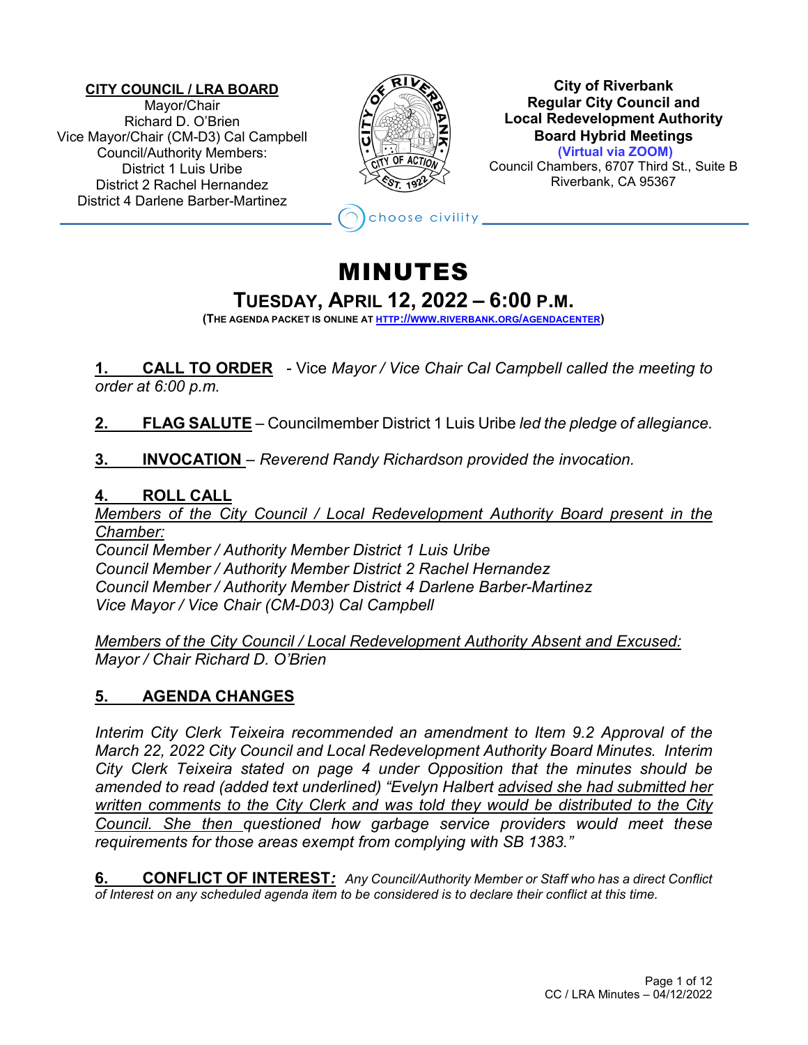**CITY COUNCIL / LRA BOARD**
Mayor/Chair
Richard D. O'Brien
Vice Mayor/Chair (CM-D3) Cal Campbell
Council/Authority Members:
District 1 Luis Uribe
District 2 Rachel Hernandez
District 4 Darlene Barber-Martinez

**City of Riverbank**
**Regular City Council and**
**Local Redevelopment Authority**
**Board Hybrid Meetings**
**(Virtual via ZOOM)**
Council Chambers, 6707 Third St., Suite B
Riverbank, CA 95367

choose civility

# MINUTES

## TUESDAY, APRIL 12, 2022 – 6:00 P.M.

**(THE AGENDA PACKET IS ONLINE AT [HTTP://WWW.RIVERBANK.ORG/AGENDACENTER](http://www.riverbank.org/agendacenter))**

**1. CALL TO ORDER** - Vice *Mayor / Vice Chair Cal Campbell called the meeting to order at 6:00 p.m.*

**2. FLAG SALUTE** – Councilmember District 1 Luis Uribe *led the pledge of allegiance.*

**3. INVOCATION** – *Reverend Randy Richardson provided the invocation.*

**4. ROLL CALL**

*Members of the City Council / Local Redevelopment Authority Board present in the Chamber:*
*Council Member / Authority Member District 1 Luis Uribe*
*Council Member / Authority Member District 2 Rachel Hernandez*
*Council Member / Authority Member District 4 Darlene Barber-Martinez*
*Vice Mayor / Vice Chair (CM-D03) Cal Campbell*

*Members of the City Council / Local Redevelopment Authority Absent and Excused:*
*Mayor / Chair Richard D. O'Brien*

**5. AGENDA CHANGES**

*Interim City Clerk Teixeira recommended an amendment to Item 9.2 Approval of the March 22, 2022 City Council and Local Redevelopment Authority Board Minutes. Interim City Clerk Teixeira stated on page 4 under Opposition that the minutes should be amended to read (added text underlined) "Evelyn Halbert advised she had submitted her written comments to the City Clerk and was told they would be distributed to the City Council. She then questioned how garbage service providers would meet these requirements for those areas exempt from complying with SB 1383."*

**6. CONFLICT OF INTEREST:** *Any Council/Authority Member or Staff who has a direct Conflict of Interest on any scheduled agenda item to be considered is to declare their conflict at this time.*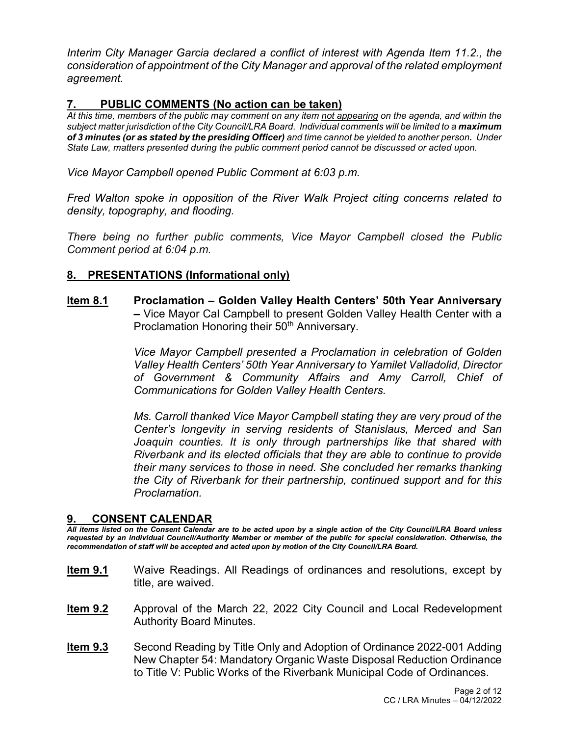*Interim City Manager Garcia declared a conflict of interest with Agenda Item 11.2., the consideration of appointment of the City Manager and approval of the related employment agreement.*

## 7. PUBLIC COMMENTS (No action can be taken)

*At this time, members of the public may comment on any item not appearing on the agenda, and within the subject matter jurisdiction of the City Council/LRA Board. Individual comments will be limited to a **maximum of 3 minutes (or as stated by the presiding Officer)** and time cannot be yielded to another person**.** Under State Law, matters presented during the public comment period cannot be discussed or acted upon.*

*Vice Mayor Campbell opened Public Comment at 6:03 p.m.*

*Fred Walton spoke in opposition of the River Walk Project citing concerns related to density, topography, and flooding.*

*There being no further public comments, Vice Mayor Campbell closed the Public Comment period at 6:04 p.m.*

## 8. PRESENTATIONS (Informational only)

**Item 8.1** **Proclamation – Golden Valley Health Centers' 50th Year Anniversary –** Vice Mayor Cal Campbell to present Golden Valley Health Center with a Proclamation Honoring their 50th Anniversary.

*Vice Mayor Campbell presented a Proclamation in celebration of Golden Valley Health Centers' 50th Year Anniversary to Yamilet Valladolid, Director of Government & Community Affairs and Amy Carroll, Chief of Communications for Golden Valley Health Centers.*

*Ms. Carroll thanked Vice Mayor Campbell stating they are very proud of the Center's longevity in serving residents of Stanislaus, Merced and San Joaquin counties. It is only through partnerships like that shared with Riverbank and its elected officials that they are able to continue to provide their many services to those in need. She concluded her remarks thanking the City of Riverbank for their partnership, continued support and for this Proclamation.*

## 9. CONSENT CALENDAR

***All items listed on the Consent Calendar are to be acted upon by a single action of the City Council/LRA Board unless requested by an individual Council/Authority Member or member of the public for special consideration. Otherwise, the recommendation of staff will be accepted and acted upon by motion of the City Council/LRA Board.***

**Item 9.1** Waive Readings. All Readings of ordinances and resolutions, except by title, are waived.

**Item 9.2** Approval of the March 22, 2022 City Council and Local Redevelopment Authority Board Minutes.

**Item 9.3** Second Reading by Title Only and Adoption of Ordinance 2022-001 Adding New Chapter 54: Mandatory Organic Waste Disposal Reduction Ordinance to Title V: Public Works of the Riverbank Municipal Code of Ordinances.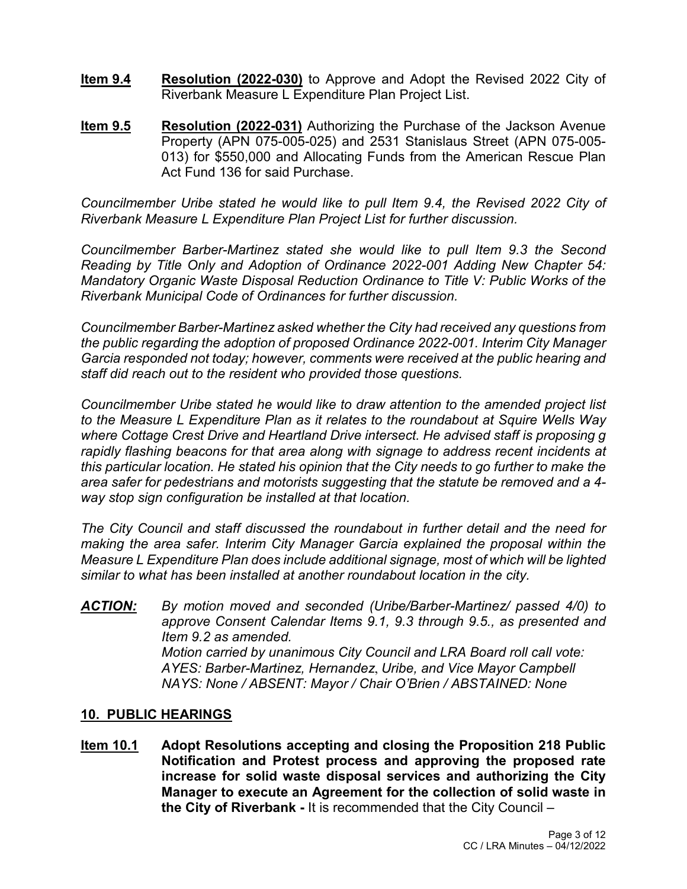**<u>Item 9.4</u>** **<u>Resolution (2022-030)</u>** to Approve and Adopt the Revised 2022 City of Riverbank Measure L Expenditure Plan Project List.

**<u>Item 9.5</u>** **<u>Resolution (2022-031)</u>** Authorizing the Purchase of the Jackson Avenue Property (APN 075-005-025) and 2531 Stanislaus Street (APN 075-005-013) for $550,000 and Allocating Funds from the American Rescue Plan Act Fund 136 for said Purchase.

*Councilmember Uribe stated he would like to pull Item 9.4, the Revised 2022 City of Riverbank Measure L Expenditure Plan Project List for further discussion.*

*Councilmember Barber-Martinez stated she would like to pull Item 9.3 the Second Reading by Title Only and Adoption of Ordinance 2022-001 Adding New Chapter 54: Mandatory Organic Waste Disposal Reduction Ordinance to Title V: Public Works of the Riverbank Municipal Code of Ordinances for further discussion.*

*Councilmember Barber-Martinez asked whether the City had received any questions from the public regarding the adoption of proposed Ordinance 2022-001. Interim City Manager Garcia responded not today; however, comments were received at the public hearing and staff did reach out to the resident who provided those questions.*

*Councilmember Uribe stated he would like to draw attention to the amended project list to the Measure L Expenditure Plan as it relates to the roundabout at Squire Wells Way where Cottage Crest Drive and Heartland Drive intersect. He advised staff is proposing g rapidly flashing beacons for that area along with signage to address recent incidents at this particular location. He stated his opinion that the City needs to go further to make the area safer for pedestrians and motorists suggesting that the statute be removed and a 4-way stop sign configuration be installed at that location.*

*The City Council and staff discussed the roundabout in further detail and the need for making the area safer. Interim City Manager Garcia explained the proposal within the Measure L Expenditure Plan does include additional signage, most of which will be lighted similar to what has been installed at another roundabout location in the city.*

***<u>ACTION:</u>*** *By motion moved and seconded (Uribe/Barber-Martinez/ passed 4/0) to approve Consent Calendar Items 9.1, 9.3 through 9.5., as presented and Item 9.2 as amended.*
*Motion carried by unanimous City Council and LRA Board roll call vote:*
*AYES: Barber-Martinez, Hernandez, Uribe, and Vice Mayor Campbell*
*NAYS: None / ABSENT: Mayor / Chair O'Brien / ABSTAINED: None*

## <u>10. PUBLIC HEARINGS</u>

**<u>Item 10.1</u>** **Adopt Resolutions accepting and closing the Proposition 218 Public Notification and Protest process and approving the proposed rate increase for solid waste disposal services and authorizing the City Manager to execute an Agreement for the collection of solid waste in the City of Riverbank -** It is recommended that the City Council –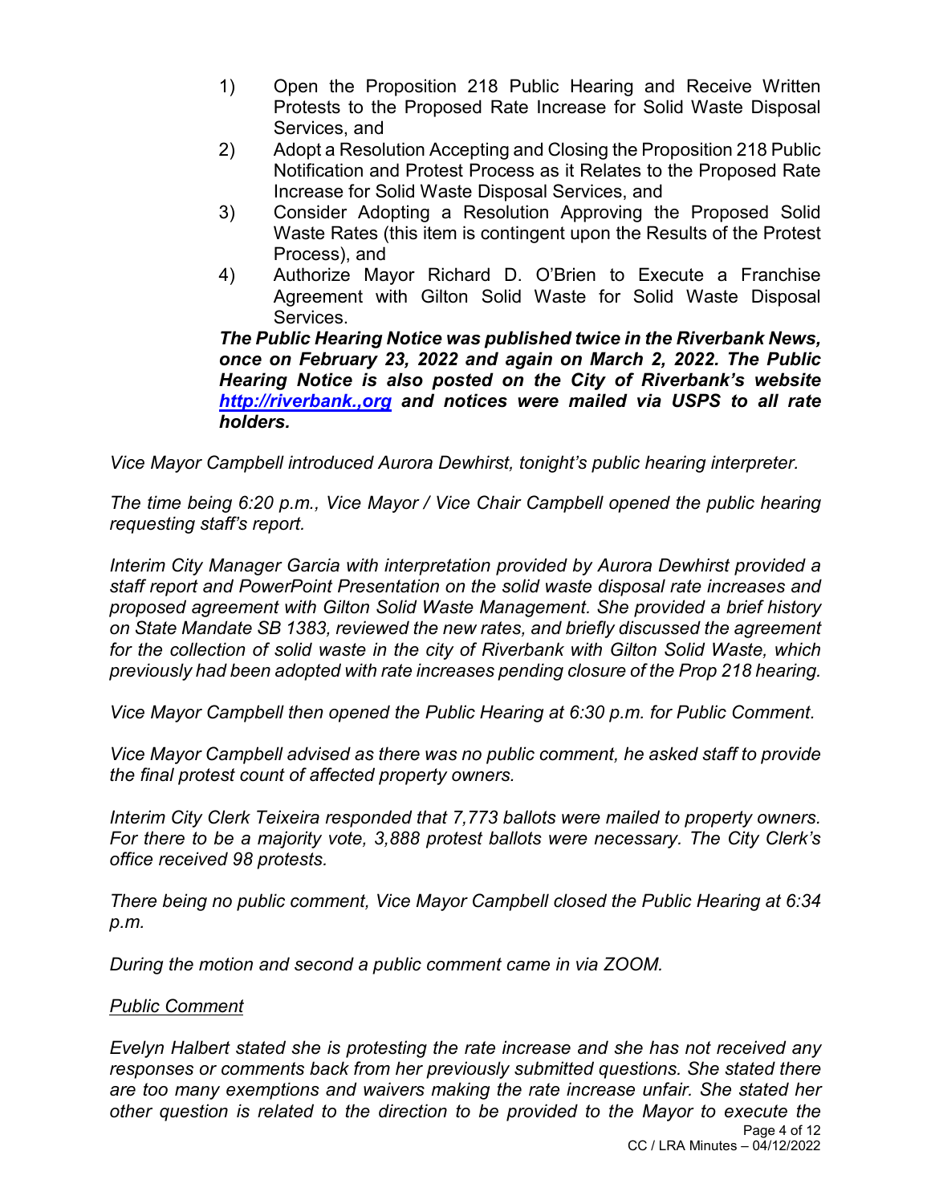1) Open the Proposition 218 Public Hearing and Receive Written Protests to the Proposed Rate Increase for Solid Waste Disposal Services, and
2) Adopt a Resolution Accepting and Closing the Proposition 218 Public Notification and Protest Process as it Relates to the Proposed Rate Increase for Solid Waste Disposal Services, and
3) Consider Adopting a Resolution Approving the Proposed Solid Waste Rates (this item is contingent upon the Results of the Protest Process), and
4) Authorize Mayor Richard D. O'Brien to Execute a Franchise Agreement with Gilton Solid Waste for Solid Waste Disposal Services.

***The Public Hearing Notice was published twice in the Riverbank News, once on February 23, 2022 and again on March 2, 2022. The Public Hearing Notice is also posted on the City of Riverbank's website [http://riverbank.,org](http://riverbank.,org) and notices were mailed via USPS to all rate holders.***

*Vice Mayor Campbell introduced Aurora Dewhirst, tonight's public hearing interpreter.*

*The time being 6:20 p.m., Vice Mayor / Vice Chair Campbell opened the public hearing requesting staff's report.*

*Interim City Manager Garcia with interpretation provided by Aurora Dewhirst provided a staff report and PowerPoint Presentation on the solid waste disposal rate increases and proposed agreement with Gilton Solid Waste Management. She provided a brief history on State Mandate SB 1383, reviewed the new rates, and briefly discussed the agreement for the collection of solid waste in the city of Riverbank with Gilton Solid Waste, which previously had been adopted with rate increases pending closure of the Prop 218 hearing.*

*Vice Mayor Campbell then opened the Public Hearing at 6:30 p.m. for Public Comment.*

*Vice Mayor Campbell advised as there was no public comment, he asked staff to provide the final protest count of affected property owners.*

*Interim City Clerk Teixeira responded that 7,773 ballots were mailed to property owners. For there to be a majority vote, 3,888 protest ballots were necessary. The City Clerk's office received 98 protests.*

*There being no public comment, Vice Mayor Campbell closed the Public Hearing at 6:34 p.m.*

*During the motion and second a public comment came in via ZOOM.*

*<u>Public Comment</u>*

*Evelyn Halbert stated she is protesting the rate increase and she has not received any responses or comments back from her previously submitted questions. She stated there are too many exemptions and waivers making the rate increase unfair. She stated her other question is related to the direction to be provided to the Mayor to execute the*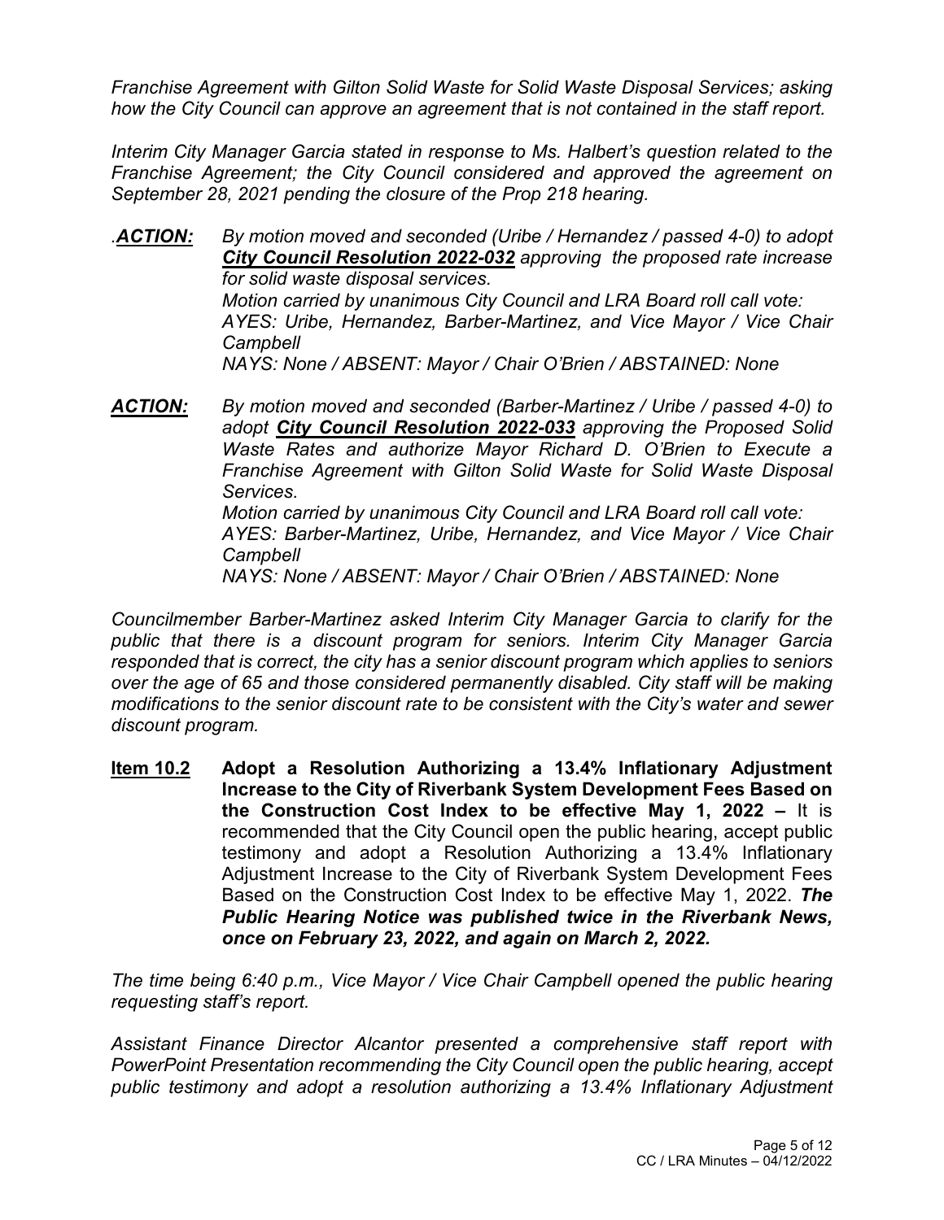*Franchise Agreement with Gilton Solid Waste for Solid Waste Disposal Services; asking how the City Council can approve an agreement that is not contained in the staff report.*

*Interim City Manager Garcia stated in response to Ms. Halbert's question related to the Franchise Agreement; the City Council considered and approved the agreement on September 28, 2021 pending the closure of the Prop 218 hearing.*

*.**ACTION:*** *By motion moved and seconded (Uribe / Hernandez / passed 4-0) to adopt **City Council Resolution 2022-032** approving the proposed rate increase for solid waste disposal services.*
*Motion carried by unanimous City Council and LRA Board roll call vote:*
*AYES: Uribe, Hernandez, Barber-Martinez, and Vice Mayor / Vice Chair Campbell*
*NAYS: None / ABSENT: Mayor / Chair O'Brien / ABSTAINED: None*

***ACTION:*** *By motion moved and seconded (Barber-Martinez / Uribe / passed 4-0) to adopt **City Council Resolution 2022-033** approving the Proposed Solid Waste Rates and authorize Mayor Richard D. O'Brien to Execute a Franchise Agreement with Gilton Solid Waste for Solid Waste Disposal Services.*
*Motion carried by unanimous City Council and LRA Board roll call vote:*
*AYES: Barber-Martinez, Uribe, Hernandez, and Vice Mayor / Vice Chair Campbell*
*NAYS: None / ABSENT: Mayor / Chair O'Brien / ABSTAINED: None*

*Councilmember Barber-Martinez asked Interim City Manager Garcia to clarify for the public that there is a discount program for seniors. Interim City Manager Garcia responded that is correct, the city has a senior discount program which applies to seniors over the age of 65 and those considered permanently disabled. City staff will be making modifications to the senior discount rate to be consistent with the City's water and sewer discount program.*

**Item 10.2 Adopt a Resolution Authorizing a 13.4% Inflationary Adjustment Increase to the City of Riverbank System Development Fees Based on the Construction Cost Index to be effective May 1, 2022 –** It is recommended that the City Council open the public hearing, accept public testimony and adopt a Resolution Authorizing a 13.4% Inflationary Adjustment Increase to the City of Riverbank System Development Fees Based on the Construction Cost Index to be effective May 1, 2022. ***The Public Hearing Notice was published twice in the Riverbank News, once on February 23, 2022, and again on March 2, 2022.***

*The time being 6:40 p.m., Vice Mayor / Vice Chair Campbell opened the public hearing requesting staff's report.*

*Assistant Finance Director Alcantor presented a comprehensive staff report with PowerPoint Presentation recommending the City Council open the public hearing, accept public testimony and adopt a resolution authorizing a 13.4% Inflationary Adjustment*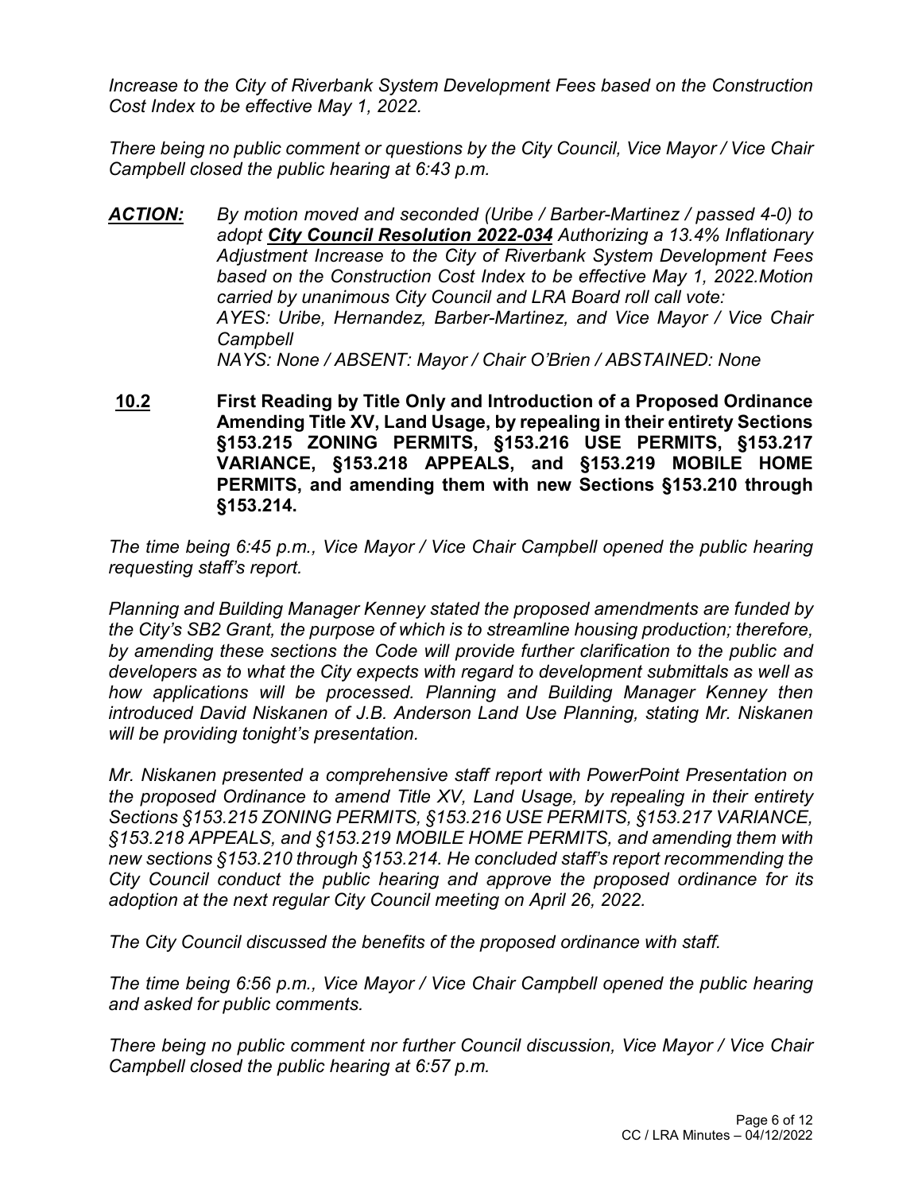*Increase to the City of Riverbank System Development Fees based on the Construction Cost Index to be effective May 1, 2022.*

*There being no public comment or questions by the City Council, Vice Mayor / Vice Chair Campbell closed the public hearing at 6:43 p.m.*

***ACTION:*** *By motion moved and seconded (Uribe / Barber-Martinez / passed 4-0) to adopt **City Council Resolution 2022-034** Authorizing a 13.4% Inflationary Adjustment Increase to the City of Riverbank System Development Fees based on the Construction Cost Index to be effective May 1, 2022.Motion carried by unanimous City Council and LRA Board roll call vote:*
*AYES: Uribe, Hernandez, Barber-Martinez, and Vice Mayor / Vice Chair Campbell*
*NAYS: None / ABSENT: Mayor / Chair O'Brien / ABSTAINED: None*

**10.2 First Reading by Title Only and Introduction of a Proposed Ordinance Amending Title XV, Land Usage, by repealing in their entirety Sections §153.215 ZONING PERMITS, §153.216 USE PERMITS, §153.217 VARIANCE, §153.218 APPEALS, and §153.219 MOBILE HOME PERMITS, and amending them with new Sections §153.210 through §153.214.**

*The time being 6:45 p.m., Vice Mayor / Vice Chair Campbell opened the public hearing requesting staff's report.*

*Planning and Building Manager Kenney stated the proposed amendments are funded by the City's SB2 Grant, the purpose of which is to streamline housing production; therefore, by amending these sections the Code will provide further clarification to the public and developers as to what the City expects with regard to development submittals as well as how applications will be processed. Planning and Building Manager Kenney then introduced David Niskanen of J.B. Anderson Land Use Planning, stating Mr. Niskanen will be providing tonight's presentation.*

*Mr. Niskanen presented a comprehensive staff report with PowerPoint Presentation on the proposed Ordinance to amend Title XV, Land Usage, by repealing in their entirety Sections §153.215 ZONING PERMITS, §153.216 USE PERMITS, §153.217 VARIANCE, §153.218 APPEALS, and §153.219 MOBILE HOME PERMITS, and amending them with new sections §153.210 through §153.214. He concluded staff's report recommending the City Council conduct the public hearing and approve the proposed ordinance for its adoption at the next regular City Council meeting on April 26, 2022.*

*The City Council discussed the benefits of the proposed ordinance with staff.*

*The time being 6:56 p.m., Vice Mayor / Vice Chair Campbell opened the public hearing and asked for public comments.*

*There being no public comment nor further Council discussion, Vice Mayor / Vice Chair Campbell closed the public hearing at 6:57 p.m.*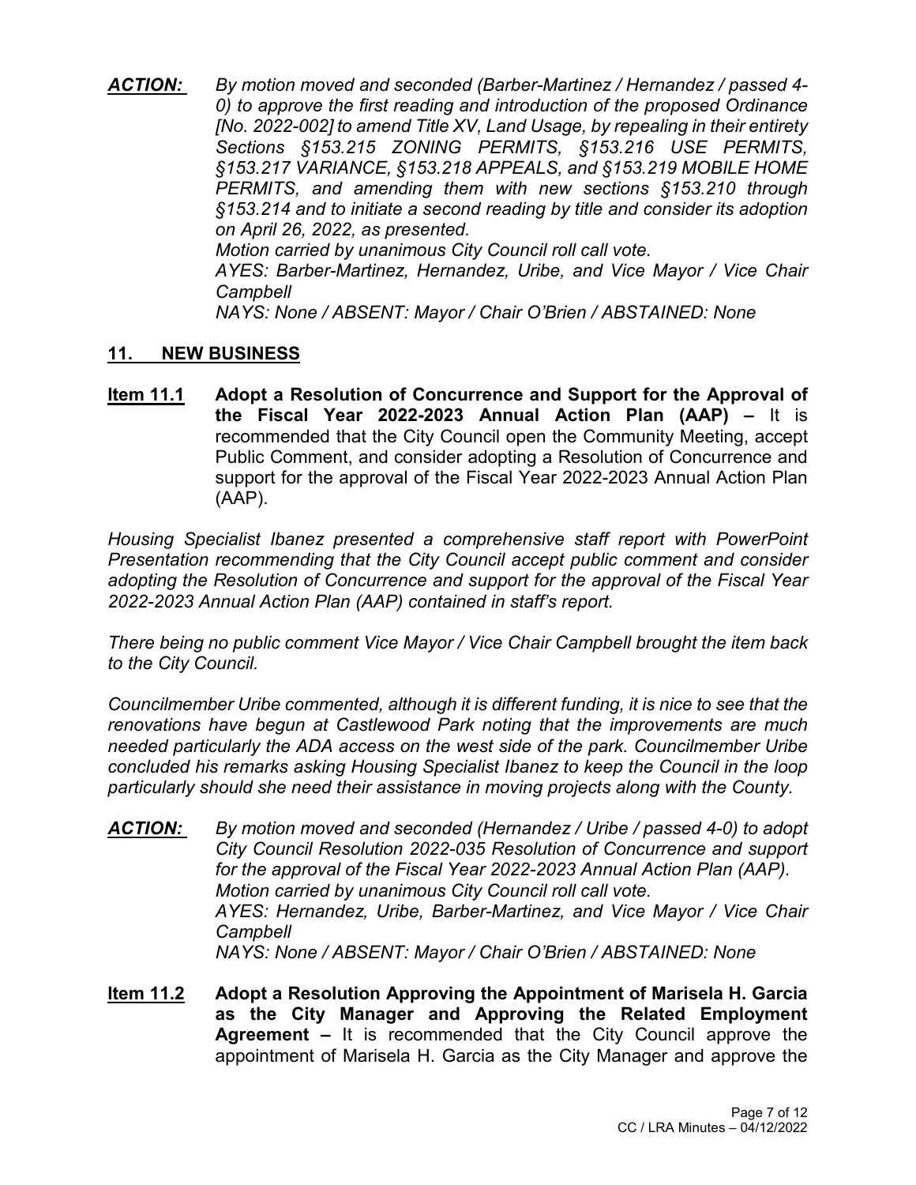***ACTION:*** *By motion moved and seconded (Barber-Martinez / Hernandez / passed 4-0) to approve the first reading and introduction of the proposed Ordinance [No. 2022-002] to amend Title XV, Land Usage, by repealing in their entirety Sections §153.215 ZONING PERMITS, §153.216 USE PERMITS, §153.217 VARIANCE, §153.218 APPEALS, and §153.219 MOBILE HOME PERMITS, and amending them with new sections §153.210 through §153.214 and to initiate a second reading by title and consider its adoption on April 26, 2022, as presented.*
*Motion carried by unanimous City Council roll call vote.*
*AYES: Barber-Martinez, Hernandez, Uribe, and Vice Mayor / Vice Chair Campbell*
*NAYS: None / ABSENT: Mayor / Chair O'Brien / ABSTAINED: None*

## 11. NEW BUSINESS

**Item 11.1 Adopt a Resolution of Concurrence and Support for the Approval of the Fiscal Year 2022-2023 Annual Action Plan (AAP) –** It is recommended that the City Council open the Community Meeting, accept Public Comment, and consider adopting a Resolution of Concurrence and support for the approval of the Fiscal Year 2022-2023 Annual Action Plan (AAP).

*Housing Specialist Ibanez presented a comprehensive staff report with PowerPoint Presentation recommending that the City Council accept public comment and consider adopting the Resolution of Concurrence and support for the approval of the Fiscal Year 2022-2023 Annual Action Plan (AAP) contained in staff's report.*

*There being no public comment Vice Mayor / Vice Chair Campbell brought the item back to the City Council.*

*Councilmember Uribe commented, although it is different funding, it is nice to see that the renovations have begun at Castlewood Park noting that the improvements are much needed particularly the ADA access on the west side of the park. Councilmember Uribe concluded his remarks asking Housing Specialist Ibanez to keep the Council in the loop particularly should she need their assistance in moving projects along with the County.*

***ACTION:*** *By motion moved and seconded (Hernandez / Uribe / passed 4-0) to adopt City Council Resolution 2022-035 Resolution of Concurrence and support for the approval of the Fiscal Year 2022-2023 Annual Action Plan (AAP).*
*Motion carried by unanimous City Council roll call vote.*
*AYES: Hernandez, Uribe, Barber-Martinez, and Vice Mayor / Vice Chair Campbell*
*NAYS: None / ABSENT: Mayor / Chair O'Brien / ABSTAINED: None*

**Item 11.2 Adopt a Resolution Approving the Appointment of Marisela H. Garcia as the City Manager and Approving the Related Employment Agreement –** It is recommended that the City Council approve the appointment of Marisela H. Garcia as the City Manager and approve the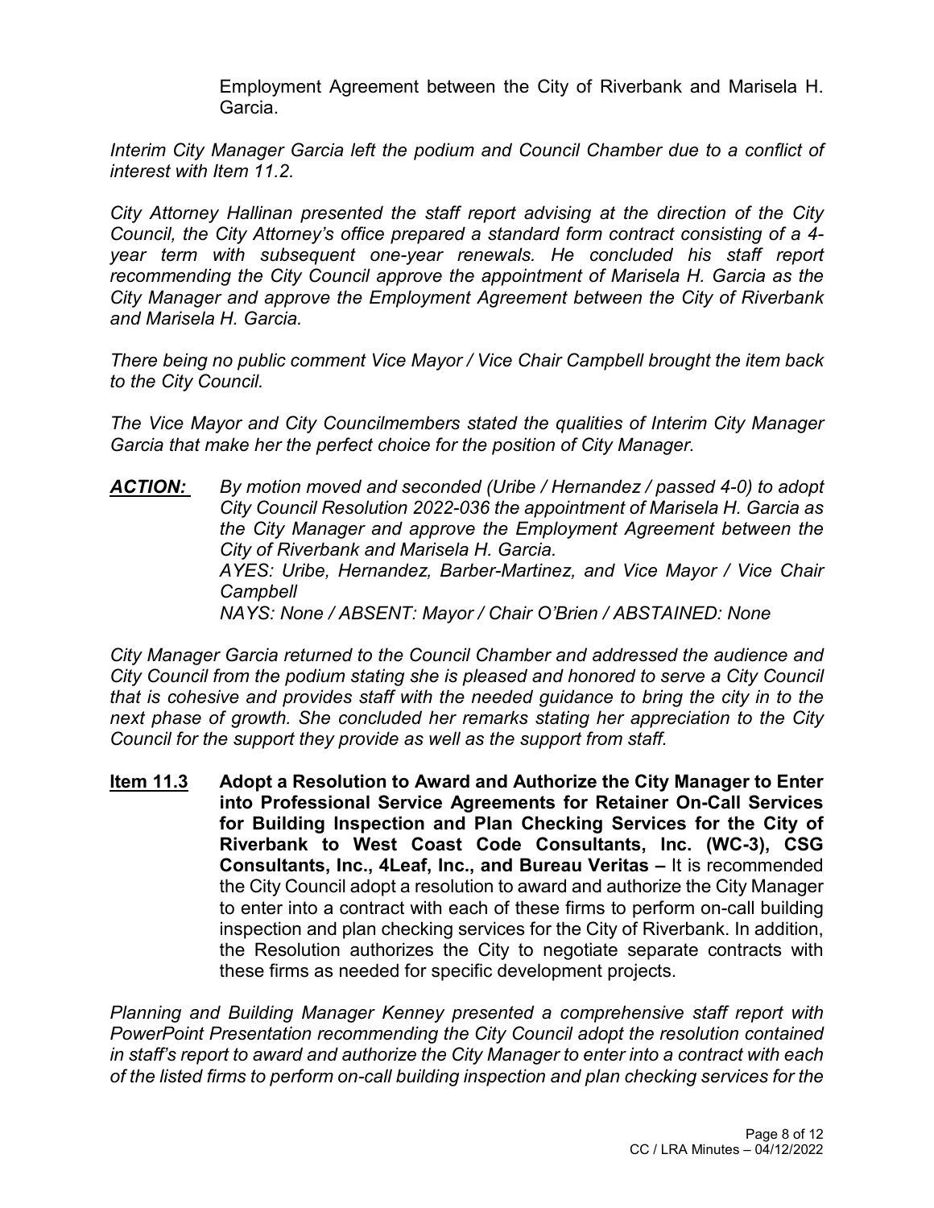Employment Agreement between the City of Riverbank and Marisela H. Garcia.

*Interim City Manager Garcia left the podium and Council Chamber due to a conflict of interest with Item 11.2.*

*City Attorney Hallinan presented the staff report advising at the direction of the City Council, the City Attorney's office prepared a standard form contract consisting of a 4-year term with subsequent one-year renewals. He concluded his staff report recommending the City Council approve the appointment of Marisela H. Garcia as the City Manager and approve the Employment Agreement between the City of Riverbank and Marisela H. Garcia.*

*There being no public comment Vice Mayor / Vice Chair Campbell brought the item back to the City Council.*

*The Vice Mayor and City Councilmembers stated the qualities of Interim City Manager Garcia that make her the perfect choice for the position of City Manager.*

***ACTION:*** *By motion moved and seconded (Uribe / Hernandez / passed 4-0) to adopt City Council Resolution 2022-036 the appointment of Marisela H. Garcia as the City Manager and approve the Employment Agreement between the City of Riverbank and Marisela H. Garcia.*
*AYES: Uribe, Hernandez, Barber-Martinez, and Vice Mayor / Vice Chair Campbell*
*NAYS: None / ABSENT: Mayor / Chair O'Brien / ABSTAINED: None*

*City Manager Garcia returned to the Council Chamber and addressed the audience and City Council from the podium stating she is pleased and honored to serve a City Council that is cohesive and provides staff with the needed guidance to bring the city in to the next phase of growth. She concluded her remarks stating her appreciation to the City Council for the support they provide as well as the support from staff.*

**Item 11.3** **Adopt a Resolution to Award and Authorize the City Manager to Enter into Professional Service Agreements for Retainer On-Call Services for Building Inspection and Plan Checking Services for the City of Riverbank to West Coast Code Consultants, Inc. (WC-3), CSG Consultants, Inc., 4Leaf, Inc., and Bureau Veritas –** It is recommended the City Council adopt a resolution to award and authorize the City Manager to enter into a contract with each of these firms to perform on-call building inspection and plan checking services for the City of Riverbank. In addition, the Resolution authorizes the City to negotiate separate contracts with these firms as needed for specific development projects.

*Planning and Building Manager Kenney presented a comprehensive staff report with PowerPoint Presentation recommending the City Council adopt the resolution contained in staff's report to award and authorize the City Manager to enter into a contract with each of the listed firms to perform on-call building inspection and plan checking services for the*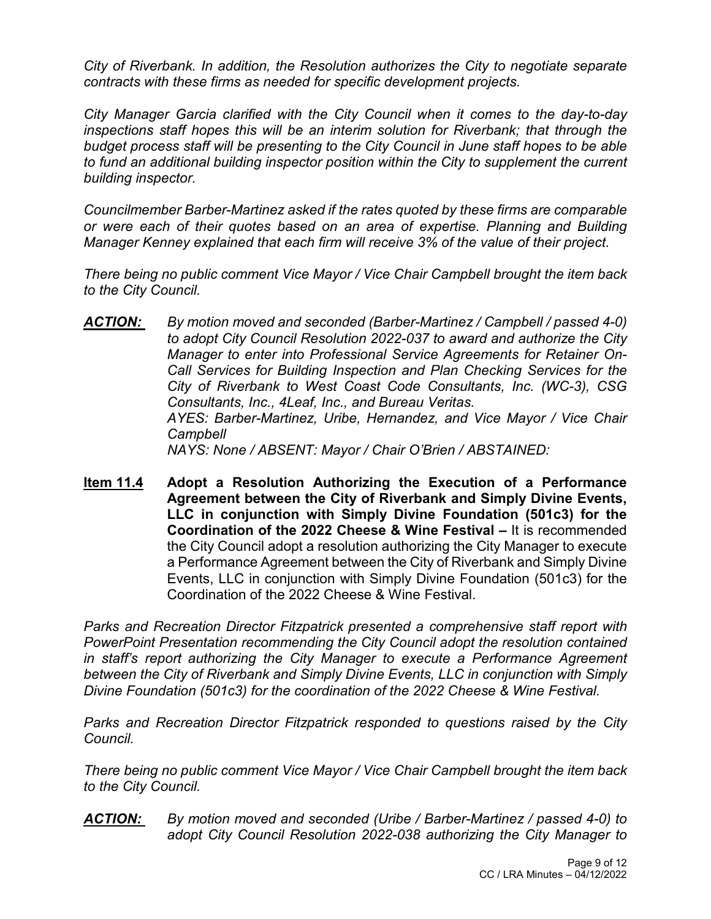*City of Riverbank. In addition, the Resolution authorizes the City to negotiate separate contracts with these firms as needed for specific development projects.*

*City Manager Garcia clarified with the City Council when it comes to the day-to-day inspections staff hopes this will be an interim solution for Riverbank; that through the budget process staff will be presenting to the City Council in June staff hopes to be able to fund an additional building inspector position within the City to supplement the current building inspector.*

*Councilmember Barber-Martinez asked if the rates quoted by these firms are comparable or were each of their quotes based on an area of expertise. Planning and Building Manager Kenney explained that each firm will receive 3% of the value of their project.*

*There being no public comment Vice Mayor / Vice Chair Campbell brought the item back to the City Council.*

***ACTION:*** *By motion moved and seconded (Barber-Martinez / Campbell / passed 4-0) to adopt City Council Resolution 2022-037 to award and authorize the City Manager to enter into Professional Service Agreements for Retainer On-Call Services for Building Inspection and Plan Checking Services for the City of Riverbank to West Coast Code Consultants, Inc. (WC-3), CSG Consultants, Inc., 4Leaf, Inc., and Bureau Veritas.*
*AYES: Barber-Martinez, Uribe, Hernandez, and Vice Mayor / Vice Chair Campbell*
*NAYS: None / ABSENT: Mayor / Chair O'Brien / ABSTAINED:*

**Item 11.4 Adopt a Resolution Authorizing the Execution of a Performance Agreement between the City of Riverbank and Simply Divine Events, LLC in conjunction with Simply Divine Foundation (501c3) for the Coordination of the 2022 Cheese & Wine Festival –** It is recommended the City Council adopt a resolution authorizing the City Manager to execute a Performance Agreement between the City of Riverbank and Simply Divine Events, LLC in conjunction with Simply Divine Foundation (501c3) for the Coordination of the 2022 Cheese & Wine Festival.

*Parks and Recreation Director Fitzpatrick presented a comprehensive staff report with PowerPoint Presentation recommending the City Council adopt the resolution contained in staff's report authorizing the City Manager to execute a Performance Agreement between the City of Riverbank and Simply Divine Events, LLC in conjunction with Simply Divine Foundation (501c3) for the coordination of the 2022 Cheese & Wine Festival.*

*Parks and Recreation Director Fitzpatrick responded to questions raised by the City Council.*

*There being no public comment Vice Mayor / Vice Chair Campbell brought the item back to the City Council.*

***ACTION:*** *By motion moved and seconded (Uribe / Barber-Martinez / passed 4-0) to adopt City Council Resolution 2022-038 authorizing the City Manager to*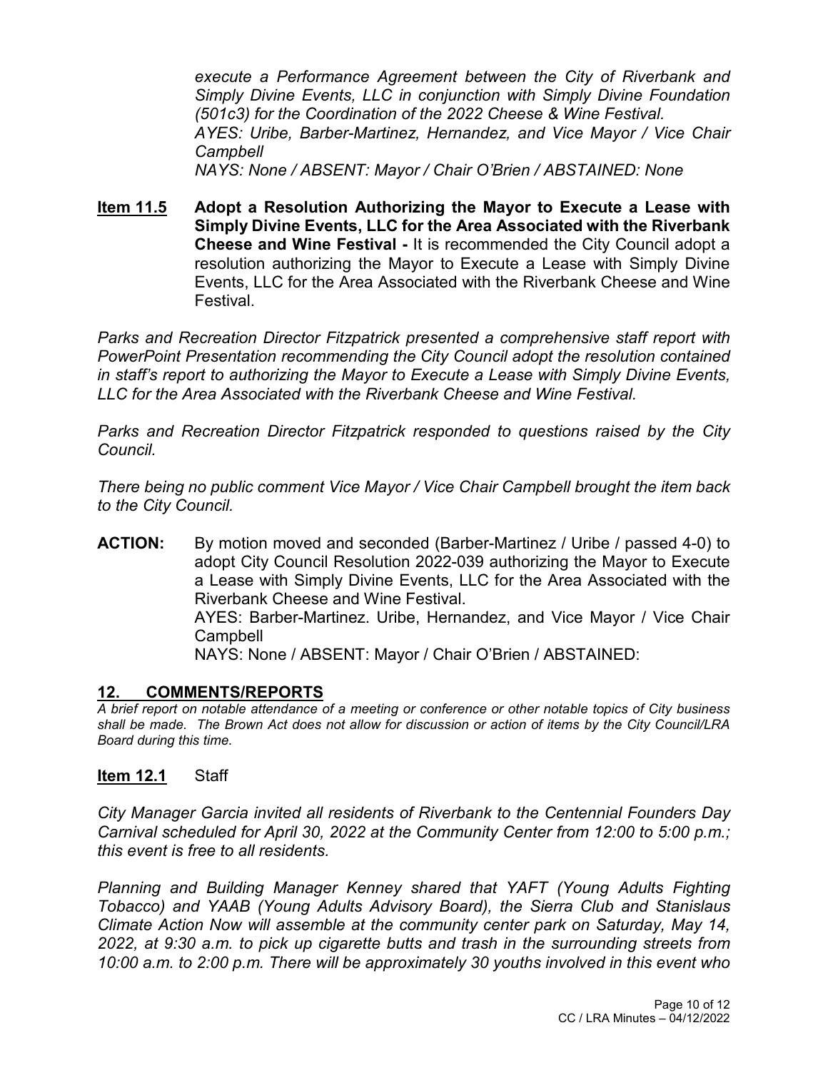*execute a Performance Agreement between the City of Riverbank and Simply Divine Events, LLC in conjunction with Simply Divine Foundation (501c3) for the Coordination of the 2022 Cheese & Wine Festival.*
*AYES: Uribe, Barber-Martinez, Hernandez, and Vice Mayor / Vice Chair Campbell*
*NAYS: None / ABSENT: Mayor / Chair O'Brien / ABSTAINED: None*

**Item 11.5** **Adopt a Resolution Authorizing the Mayor to Execute a Lease with Simply Divine Events, LLC for the Area Associated with the Riverbank Cheese and Wine Festival -** It is recommended the City Council adopt a resolution authorizing the Mayor to Execute a Lease with Simply Divine Events, LLC for the Area Associated with the Riverbank Cheese and Wine Festival.

*Parks and Recreation Director Fitzpatrick presented a comprehensive staff report with PowerPoint Presentation recommending the City Council adopt the resolution contained in staff's report to authorizing the Mayor to Execute a Lease with Simply Divine Events, LLC for the Area Associated with the Riverbank Cheese and Wine Festival.*

*Parks and Recreation Director Fitzpatrick responded to questions raised by the City Council.*

*There being no public comment Vice Mayor / Vice Chair Campbell brought the item back to the City Council.*

**ACTION:** By motion moved and seconded (Barber-Martinez / Uribe / passed 4-0) to adopt City Council Resolution 2022-039 authorizing the Mayor to Execute a Lease with Simply Divine Events, LLC for the Area Associated with the Riverbank Cheese and Wine Festival.
AYES: Barber-Martinez. Uribe, Hernandez, and Vice Mayor / Vice Chair Campbell
NAYS: None / ABSENT: Mayor / Chair O'Brien / ABSTAINED:

## 12. COMMENTS/REPORTS

*A brief report on notable attendance of a meeting or conference or other notable topics of City business shall be made. The Brown Act does not allow for discussion or action of items by the City Council/LRA Board during this time.*

**Item 12.1** Staff

*City Manager Garcia invited all residents of Riverbank to the Centennial Founders Day Carnival scheduled for April 30, 2022 at the Community Center from 12:00 to 5:00 p.m.; this event is free to all residents.*

*Planning and Building Manager Kenney shared that YAFT (Young Adults Fighting Tobacco) and YAAB (Young Adults Advisory Board), the Sierra Club and Stanislaus Climate Action Now will assemble at the community center park on Saturday, May 14, 2022, at 9:30 a.m. to pick up cigarette butts and trash in the surrounding streets from 10:00 a.m. to 2:00 p.m. There will be approximately 30 youths involved in this event who*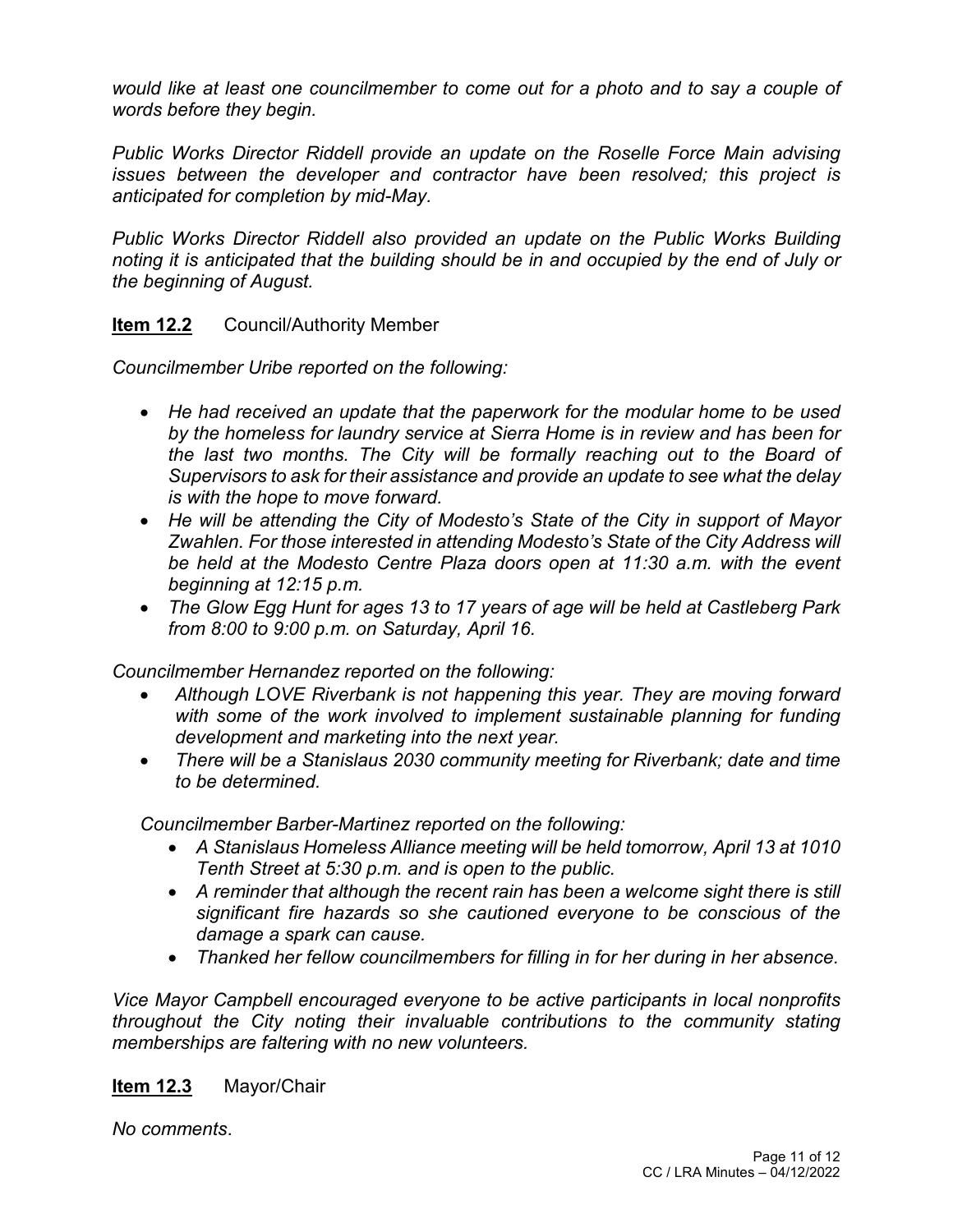*would like at least one councilmember to come out for a photo and to say a couple of words before they begin.*

*Public Works Director Riddell provide an update on the Roselle Force Main advising issues between the developer and contractor have been resolved; this project is anticipated for completion by mid-May.*

*Public Works Director Riddell also provided an update on the Public Works Building noting it is anticipated that the building should be in and occupied by the end of July or the beginning of August.*

**Item 12.2** Council/Authority Member

*Councilmember Uribe reported on the following:*

- *He had received an update that the paperwork for the modular home to be used by the homeless for laundry service at Sierra Home is in review and has been for the last two months. The City will be formally reaching out to the Board of Supervisors to ask for their assistance and provide an update to see what the delay is with the hope to move forward.*
- *He will be attending the City of Modesto's State of the City in support of Mayor Zwahlen. For those interested in attending Modesto's State of the City Address will be held at the Modesto Centre Plaza doors open at 11:30 a.m. with the event beginning at 12:15 p.m.*
- *The Glow Egg Hunt for ages 13 to 17 years of age will be held at Castleberg Park from 8:00 to 9:00 p.m. on Saturday, April 16.*

*Councilmember Hernandez reported on the following:*

- *Although LOVE Riverbank is not happening this year. They are moving forward with some of the work involved to implement sustainable planning for funding development and marketing into the next year.*
- *There will be a Stanislaus 2030 community meeting for Riverbank; date and time to be determined.*

*Councilmember Barber-Martinez reported on the following:*

- *A Stanislaus Homeless Alliance meeting will be held tomorrow, April 13 at 1010 Tenth Street at 5:30 p.m. and is open to the public.*
- *A reminder that although the recent rain has been a welcome sight there is still significant fire hazards so she cautioned everyone to be conscious of the damage a spark can cause.*
- *Thanked her fellow councilmembers for filling in for her during in her absence.*

*Vice Mayor Campbell encouraged everyone to be active participants in local nonprofits throughout the City noting their invaluable contributions to the community stating memberships are faltering with no new volunteers.*

**Item 12.3** Mayor/Chair

*No comments*.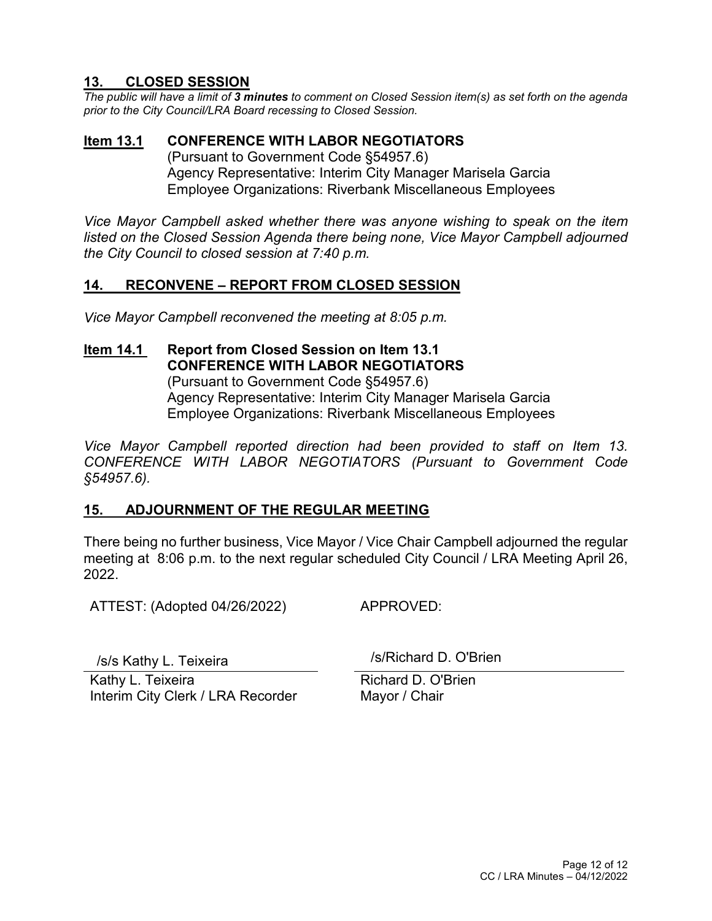## 13. CLOSED SESSION

*The public will have a limit of **3 minutes** to comment on Closed Session item(s) as set forth on the agenda prior to the City Council/LRA Board recessing to Closed Session.*

### Item 13.1 CONFERENCE WITH LABOR NEGOTIATORS

(Pursuant to Government Code §54957.6)
Agency Representative: Interim City Manager Marisela Garcia
Employee Organizations: Riverbank Miscellaneous Employees

*Vice Mayor Campbell asked whether there was anyone wishing to speak on the item listed on the Closed Session Agenda there being none, Vice Mayor Campbell adjourned the City Council to closed session at 7:40 p.m.*

## 14. RECONVENE – REPORT FROM CLOSED SESSION

*Vice Mayor Campbell reconvened the meeting at 8:05 p.m.*

### Item 14.1 Report from Closed Session on Item 13.1 CONFERENCE WITH LABOR NEGOTIATORS

(Pursuant to Government Code §54957.6)
Agency Representative: Interim City Manager Marisela Garcia
Employee Organizations: Riverbank Miscellaneous Employees

*Vice Mayor Campbell reported direction had been provided to staff on Item 13. CONFERENCE WITH LABOR NEGOTIATORS (Pursuant to Government Code §54957.6).*

## 15. ADJOURNMENT OF THE REGULAR MEETING

There being no further business, Vice Mayor / Vice Chair Campbell adjourned the regular meeting at 8:06 p.m. to the next regular scheduled City Council / LRA Meeting April 26, 2022.

ATTEST: (Adopted 04/26/2022)

/s/s Kathy L. Teixeira

Kathy L. Teixeira
Interim City Clerk / LRA Recorder

APPROVED:

/s/Richard D. O'Brien

Richard D. O'Brien
Mayor / Chair